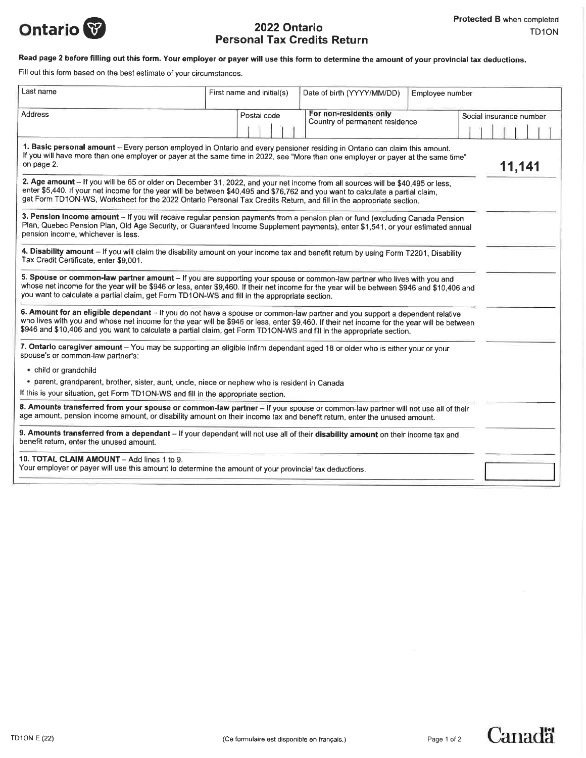Ontario

# 2022 Ontario Personal Tax Credits Return

**Protected B** when completed

TD1ON

**Read page 2 before filling out this form. Your employer or payer will use this form to determine the amount of your provincial tax deductions.**

Fill out this form based on the best estimate of your circumstances.

| Last name | First name and initial(s) | Date of birth (YYYY/MM/DD) | Employee number |
|---|---|---|---|
| | | | |

| Address | Postal code | For non-residents only Country of permanent residence | Social insurance number |
|---|---|---|---|
| | | | |

| | |
|---|---|
| **1. Basic personal amount** – Every person employed in Ontario and every pensioner residing in Ontario can claim this amount. If you will have more than one employer or payer at the same time in 2022, see "More than one employer or payer at the same time" on page 2. | **11,141** |
| **2. Age amount** – If you will be 65 or older on December 31, 2022, and your net income from all sources will be $40,495 or less, enter $5,440. If your net income for the year will be between $40,495 and $76,762 and you want to calculate a partial claim, get Form TD1ON-WS, Worksheet for the 2022 Ontario Personal Tax Credits Return, and fill in the appropriate section. | |
| **3. Pension income amount** – If you will receive regular pension payments from a pension plan or fund (excluding Canada Pension Plan, Quebec Pension Plan, Old Age Security, or Guaranteed Income Supplement payments), enter $1,541, or your estimated annual pension income, whichever is less. | |
| **4. Disability amount** – If you will claim the disability amount on your income tax and benefit return by using Form T2201, Disability Tax Credit Certificate, enter $9,001. | |
| **5. Spouse or common-law partner amount** – If you are supporting your spouse or common-law partner who lives with you and whose net income for the year will be $946 or less, enter $9,460. If their net income for the year will be between $946 and $10,406 and you want to calculate a partial claim, get Form TD1ON-WS and fill in the appropriate section. | |
| **6. Amount for an eligible dependant** – If you do not have a spouse or common-law partner and you support a dependent relative who lives with you and whose net income for the year will be $946 or less, enter $9,460. If their net income for the year will be between $946 and $10,406 and you want to calculate a partial claim, get Form TD1ON-WS and fill in the appropriate section. | |
| **7. Ontario caregiver amount** – You may be supporting an eligible infirm dependant aged 18 or older who is either your or your spouse's or common-law partner's:<br>• child or grandchild<br>• parent, grandparent, brother, sister, aunt, uncle, niece or nephew who is resident in Canada<br>If this is your situation, get Form TD1ON-WS and fill in the appropriate section. | |
| **8. Amounts transferred from your spouse or common-law partner** – If your spouse or common-law partner will not use all of their age amount, pension income amount, or disability amount on their income tax and benefit return, enter the unused amount. | |
| **9. Amounts transferred from a dependant** – If your dependant will not use all of their **disability amount** on their income tax and benefit return, enter the unused amount. | |
| **10. TOTAL CLAIM AMOUNT** – Add lines 1 to 9.<br>Your employer or payer will use this amount to determine the amount of your provincial tax deductions. | |

TD1ON E (22)

(Ce formulaire est disponible en français.)

Canada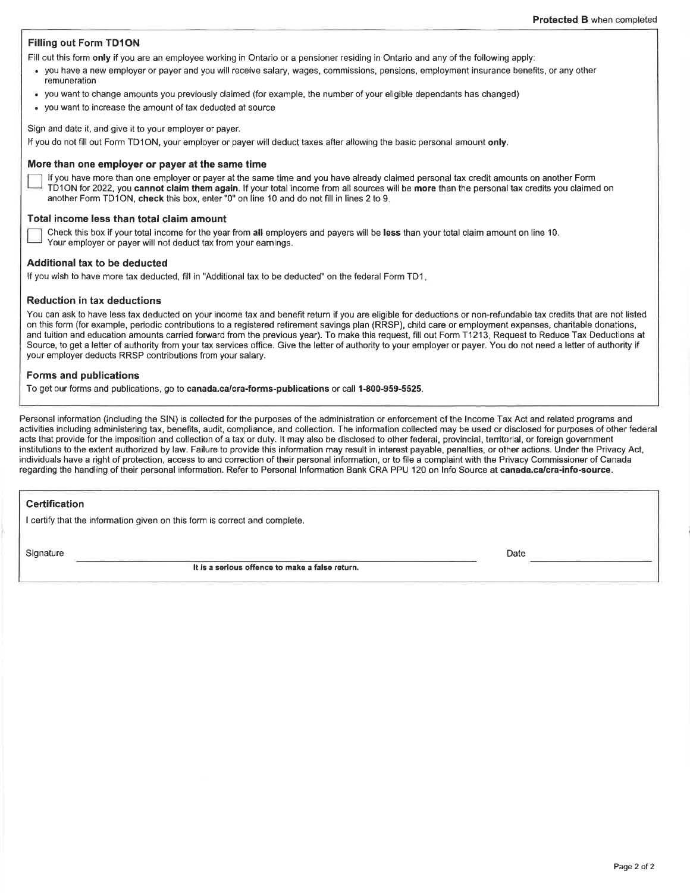**Protected B** when completed

### Filling out Form TD1ON

Fill out this form **only** if you are an employee working in Ontario or a pensioner residing in Ontario and any of the following apply:

- you have a new employer or payer and you will receive salary, wages, commissions, pensions, employment insurance benefits, or any other remuneration
- you want to change amounts you previously claimed (for example, the number of your eligible dependants has changed)
- you want to increase the amount of tax deducted at source

Sign and date it, and give it to your employer or payer.

If you do not fill out Form TD1ON, your employer or payer will deduct taxes after allowing the basic personal amount **only**.

### More than one employer or payer at the same time

☐ If you have more than one employer or payer at the same time and you have already claimed personal tax credit amounts on another Form TD1ON for 2022, you **cannot claim them again**. If your total income from all sources will be **more** than the personal tax credits you claimed on another Form TD1ON, **check** this box, enter "0" on line 10 and do not fill in lines 2 to 9.

### Total income less than total claim amount

☐ Check this box if your total income for the year from **all** employers and payers will be **less** than your total claim amount on line 10. Your employer or payer will not deduct tax from your earnings.

### Additional tax to be deducted

If you wish to have more tax deducted, fill in "Additional tax to be deducted" on the federal Form TD1.

### Reduction in tax deductions

You can ask to have less tax deducted on your income tax and benefit return if you are eligible for deductions or non-refundable tax credits that are not listed on this form (for example, periodic contributions to a registered retirement savings plan (RRSP), child care or employment expenses, charitable donations, and tuition and education amounts carried forward from the previous year). To make this request, fill out Form T1213, Request to Reduce Tax Deductions at Source, to get a letter of authority from your tax services office. Give the letter of authority to your employer or payer. You do not need a letter of authority if your employer deducts RRSP contributions from your salary.

### Forms and publications

To get our forms and publications, go to **canada.ca/cra-forms-publications** or call **1-800-959-5525**.

Personal information (including the SIN) is collected for the purposes of the administration or enforcement of the Income Tax Act and related programs and activities including administering tax, benefits, audit, compliance, and collection. The information collected may be used or disclosed for purposes of other federal acts that provide for the imposition and collection of a tax or duty. It may also be disclosed to other federal, provincial, territorial, or foreign government institutions to the extent authorized by law. Failure to provide this information may result in interest payable, penalties, or other actions. Under the Privacy Act, individuals have a right of protection, access to and correction of their personal information, or to file a complaint with the Privacy Commissioner of Canada regarding the handling of their personal information. Refer to Personal Information Bank CRA PPU 120 on Info Source at **canada.ca/cra-info-source**.

### Certification

I certify that the information given on this form is correct and complete.

Signature ______________________________ Date ______________

**It is a serious offence to make a false return.**